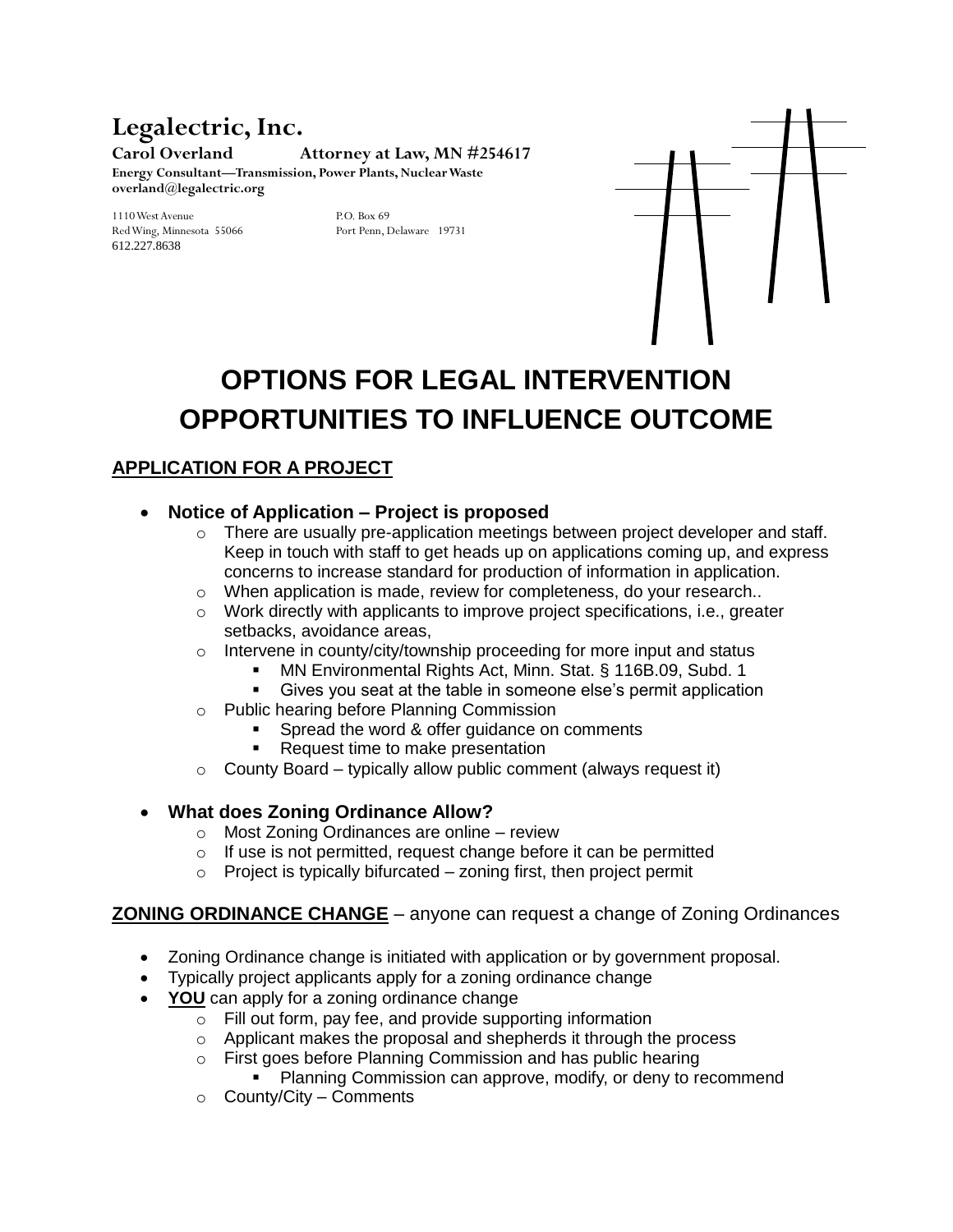**Legalectric, Inc.**

**Carol Overland Attorney at Law, MN #254617**

**Energy Consultant—Transmission, Power Plants, Nuclear Waste**

**overland@legalectric.org**

1110 West Avenue
Red Wing, Minnesota 55066
612.227.8638

P.O. Box 69
Port Penn, Delaware 19731

# OPTIONS FOR LEGAL INTERVENTION OPPORTUNITIES TO INFLUENCE OUTCOME

## APPLICATION FOR A PROJECT

- **Notice of Application – Project is proposed**
  - There are usually pre-application meetings between project developer and staff. Keep in touch with staff to get heads up on applications coming up, and express concerns to increase standard for production of information in application.
  - When application is made, review for completeness, do your research..
  - Work directly with applicants to improve project specifications, i.e., greater setbacks, avoidance areas,
  - Intervene in county/city/township proceeding for more input and status
    - MN Environmental Rights Act, Minn. Stat. § 116B.09, Subd. 1
    - Gives you seat at the table in someone else's permit application
  - Public hearing before Planning Commission
    - Spread the word & offer guidance on comments
    - Request time to make presentation
  - County Board – typically allow public comment (always request it)

- **What does Zoning Ordinance Allow?**
  - Most Zoning Ordinances are online – review
  - If use is not permitted, request change before it can be permitted
  - Project is typically bifurcated – zoning first, then project permit

## ZONING ORDINANCE CHANGE – anyone can request a change of Zoning Ordinances

- Zoning Ordinance change is initiated with application or by government proposal.
- Typically project applicants apply for a zoning ordinance change
- **YOU** can apply for a zoning ordinance change
  - Fill out form, pay fee, and provide supporting information
  - Applicant makes the proposal and shepherds it through the process
  - First goes before Planning Commission and has public hearing
    - Planning Commission can approve, modify, or deny to recommend
  - County/City – Comments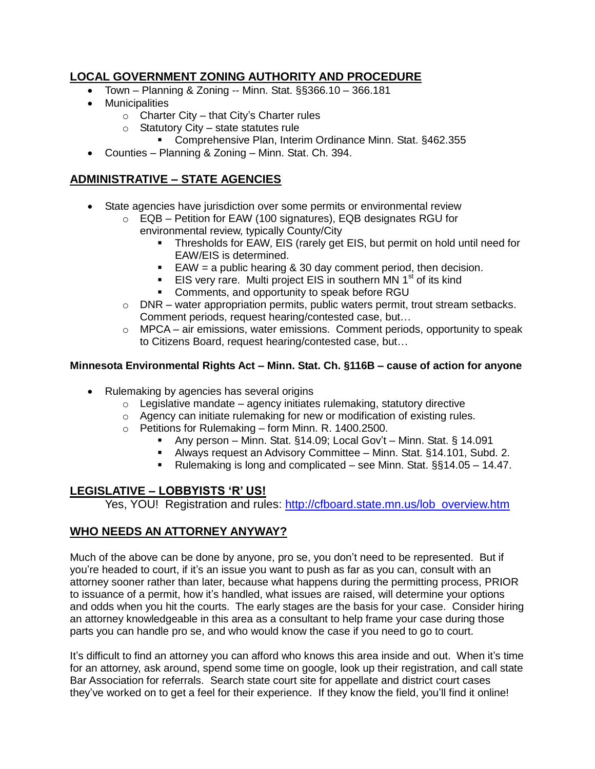## LOCAL GOVERNMENT ZONING AUTHORITY AND PROCEDURE

- Town – Planning & Zoning -- Minn. Stat. §§366.10 – 366.181
- Municipalities
  - Charter City – that City's Charter rules
  - Statutory City – state statutes rule
    - Comprehensive Plan, Interim Ordinance Minn. Stat. §462.355
- Counties – Planning & Zoning – Minn. Stat. Ch. 394.

## ADMINISTRATIVE – STATE AGENCIES

- State agencies have jurisdiction over some permits or environmental review
  - EQB – Petition for EAW (100 signatures), EQB designates RGU for environmental review, typically County/City
    - Thresholds for EAW, EIS (rarely get EIS, but permit on hold until need for EAW/EIS is determined.
    - EAW = a public hearing & 30 day comment period, then decision.
    - EIS very rare. Multi project EIS in southern MN 1st of its kind
    - Comments, and opportunity to speak before RGU
  - DNR – water appropriation permits, public waters permit, trout stream setbacks. Comment periods, request hearing/contested case, but…
  - MPCA – air emissions, water emissions. Comment periods, opportunity to speak to Citizens Board, request hearing/contested case, but…

**Minnesota Environmental Rights Act – Minn. Stat. Ch. §116B – cause of action for anyone**

- Rulemaking by agencies has several origins
  - Legislative mandate – agency initiates rulemaking, statutory directive
  - Agency can initiate rulemaking for new or modification of existing rules.
  - Petitions for Rulemaking – form Minn. R. 1400.2500.
    - Any person – Minn. Stat. §14.09; Local Gov't – Minn. Stat. § 14.091
    - Always request an Advisory Committee – Minn. Stat. §14.101, Subd. 2.
    - Rulemaking is long and complicated – see Minn. Stat. §§14.05 – 14.47.

## LEGISLATIVE – LOBBYISTS 'R' US!

Yes, YOU! Registration and rules: http://cfboard.state.mn.us/lob_overview.htm

## WHO NEEDS AN ATTORNEY ANYWAY?

Much of the above can be done by anyone, pro se, you don't need to be represented. But if you're headed to court, if it's an issue you want to push as far as you can, consult with an attorney sooner rather than later, because what happens during the permitting process, PRIOR to issuance of a permit, how it's handled, what issues are raised, will determine your options and odds when you hit the courts. The early stages are the basis for your case. Consider hiring an attorney knowledgeable in this area as a consultant to help frame your case during those parts you can handle pro se, and who would know the case if you need to go to court.

It's difficult to find an attorney you can afford who knows this area inside and out. When it's time for an attorney, ask around, spend some time on google, look up their registration, and call state Bar Association for referrals. Search state court site for appellate and district court cases they've worked on to get a feel for their experience. If they know the field, you'll find it online!